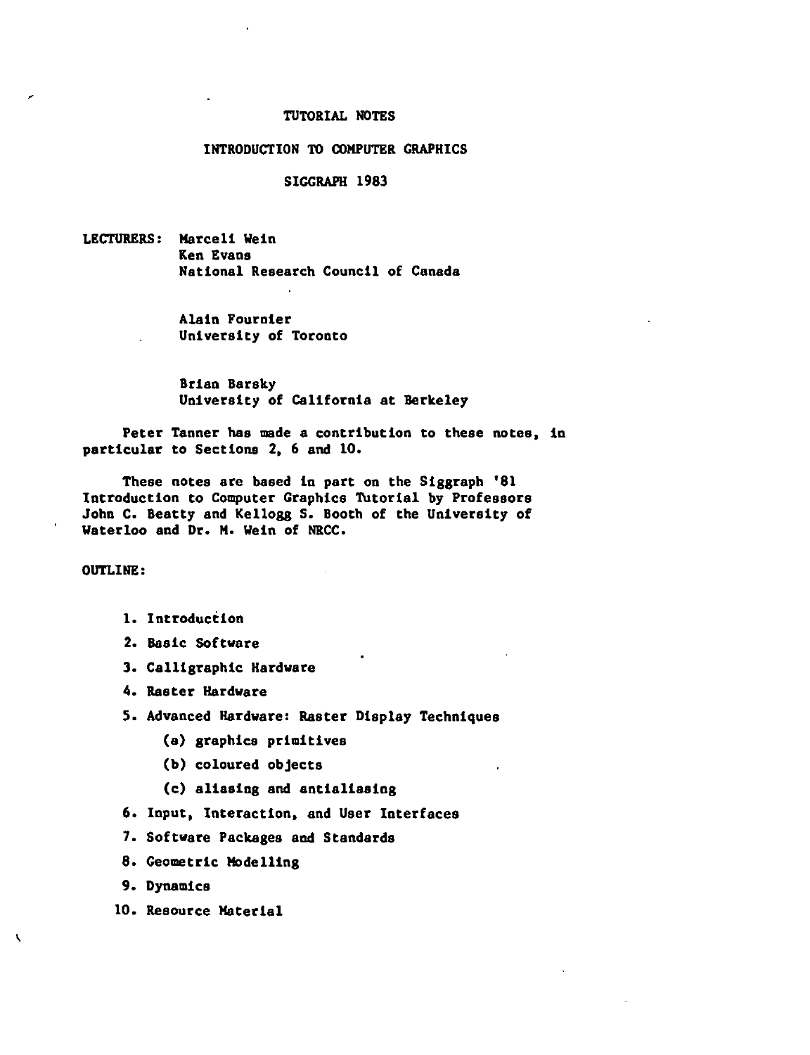# TUTORIAL NOTES

## INTRODUCTION TO COMPUTER GRAPHICS

### SIGGRAPH 1983

LECTURERS: Marceli Wein
Ken Evans
National Research Council of Canada

Alain Fournier
University of Toronto

Brian Barsky
University of California at Berkeley

Peter Tanner has made a contribution to these notes, in particular to Sections 2, 6 and 10.

These notes are based in part on the Siggraph '81 Introduction to Computer Graphics Tutorial by Professors John C. Beatty and Kellogg S. Booth of the University of Waterloo and Dr. M. Wein of NRCC.

OUTLINE:

1. Introduction
2. Basic Software
3. Calligraphic Hardware
4. Raster Hardware
5. Advanced Hardware: Raster Display Techniques
    - (a) graphics primitives
    - (b) coloured objects
    - (c) aliasing and antialiasing
6. Input, Interaction, and User Interfaces
7. Software Packages and Standards
8. Geometric Modelling
9. Dynamics
10. Resource Material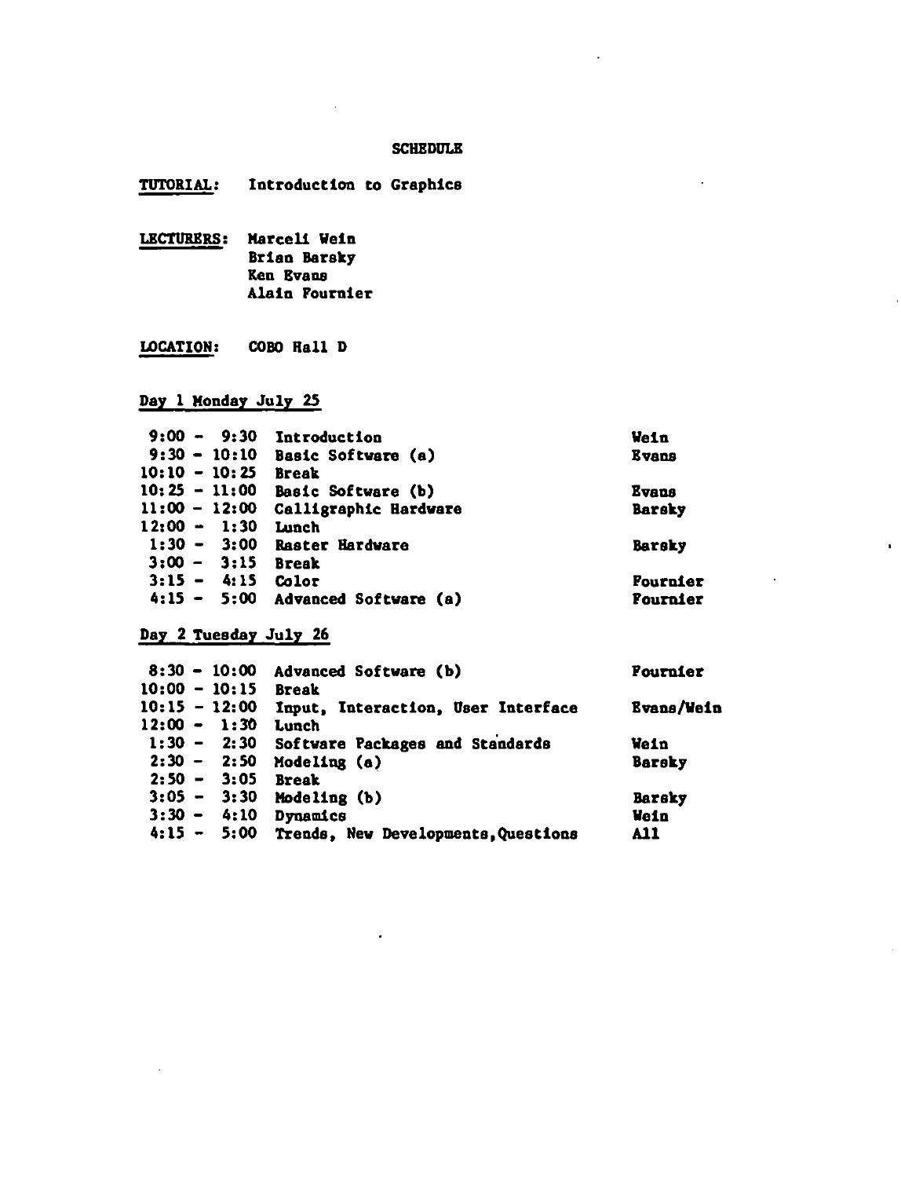# SCHEDULE

**TUTORIAL:** Introduction to Graphics

**LECTURERS:** Marceli Wein
Brian Barsky
Ken Evans
Alain Fournier

**LOCATION:** COBO Hall D

## Day 1 Monday July 25

| | | |
|---|---|---|
| 9:00 - 9:30 | Introduction | Wein |
| 9:30 - 10:10 | Basic Software (a) | Evans |
| 10:10 - 10:25 | Break | |
| 10:25 - 11:00 | Basic Software (b) | Evans |
| 11:00 - 12:00 | Calligraphic Hardware | Barsky |
| 12:00 - 1:30 | Lunch | |
| 1:30 - 3:00 | Raster Hardware | Barsky |
| 3:00 - 3:15 | Break | |
| 3:15 - 4:15 | Color | Fournier |
| 4:15 - 5:00 | Advanced Software (a) | Fournier |

## Day 2 Tuesday July 26

| | | |
|---|---|---|
| 8:30 - 10:00 | Advanced Software (b) | Fournier |
| 10:00 - 10:15 | Break | |
| 10:15 - 12:00 | Input, Interaction, User Interface | Evans/Wein |
| 12:00 - 1:30 | Lunch | |
| 1:30 - 2:30 | Software Packages and Standards | Wein |
| 2:30 - 2:50 | Modeling (a) | Barsky |
| 2:50 - 3:05 | Break | |
| 3:05 - 3:30 | Modeling (b) | Barsky |
| 3:30 - 4:10 | Dynamics | Wein |
| 4:15 - 5:00 | Trends, New Developments, Questions | All |